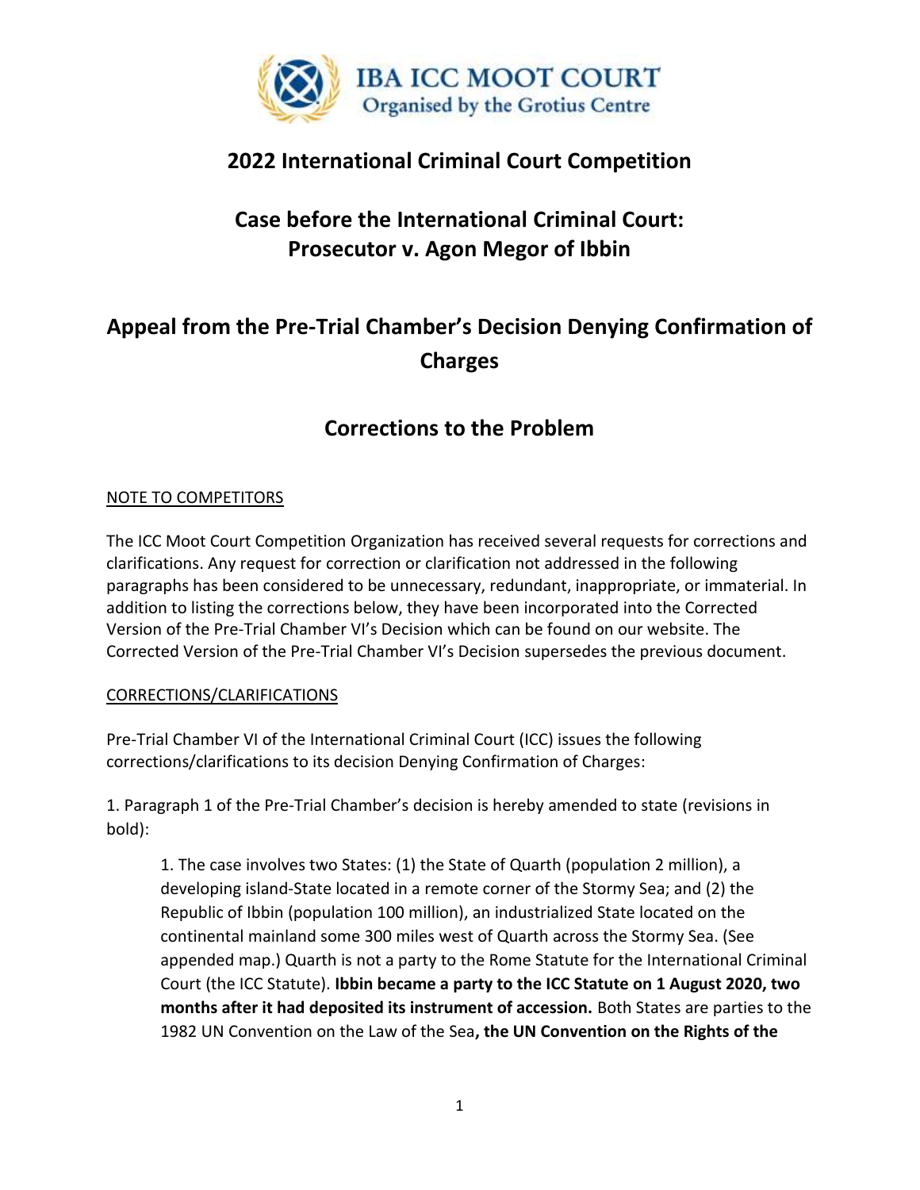**IBA ICC MOOT COURT**
Organised by the Grotius Centre

# 2022 International Criminal Court Competition

## Case before the International Criminal Court: Prosecutor v. Agon Megor of Ibbin

## Appeal from the Pre-Trial Chamber's Decision Denying Confirmation of Charges

## Corrections to the Problem

NOTE TO COMPETITORS

The ICC Moot Court Competition Organization has received several requests for corrections and clarifications. Any request for correction or clarification not addressed in the following paragraphs has been considered to be unnecessary, redundant, inappropriate, or immaterial. In addition to listing the corrections below, they have been incorporated into the Corrected Version of the Pre-Trial Chamber VI's Decision which can be found on our website. The Corrected Version of the Pre-Trial Chamber VI's Decision supersedes the previous document.

CORRECTIONS/CLARIFICATIONS

Pre-Trial Chamber VI of the International Criminal Court (ICC) issues the following corrections/clarifications to its decision Denying Confirmation of Charges:

1. Paragraph 1 of the Pre-Trial Chamber's decision is hereby amended to state (revisions in bold):

> 1. The case involves two States: (1) the State of Quarth (population 2 million), a developing island-State located in a remote corner of the Stormy Sea; and (2) the Republic of Ibbin (population 100 million), an industrialized State located on the continental mainland some 300 miles west of Quarth across the Stormy Sea. (See appended map.) Quarth is not a party to the Rome Statute for the International Criminal Court (the ICC Statute). **Ibbin became a party to the ICC Statute on 1 August 2020, two months after it had deposited its instrument of accession.** Both States are parties to the 1982 UN Convention on the Law of the Sea**, the UN Convention on the Rights of the**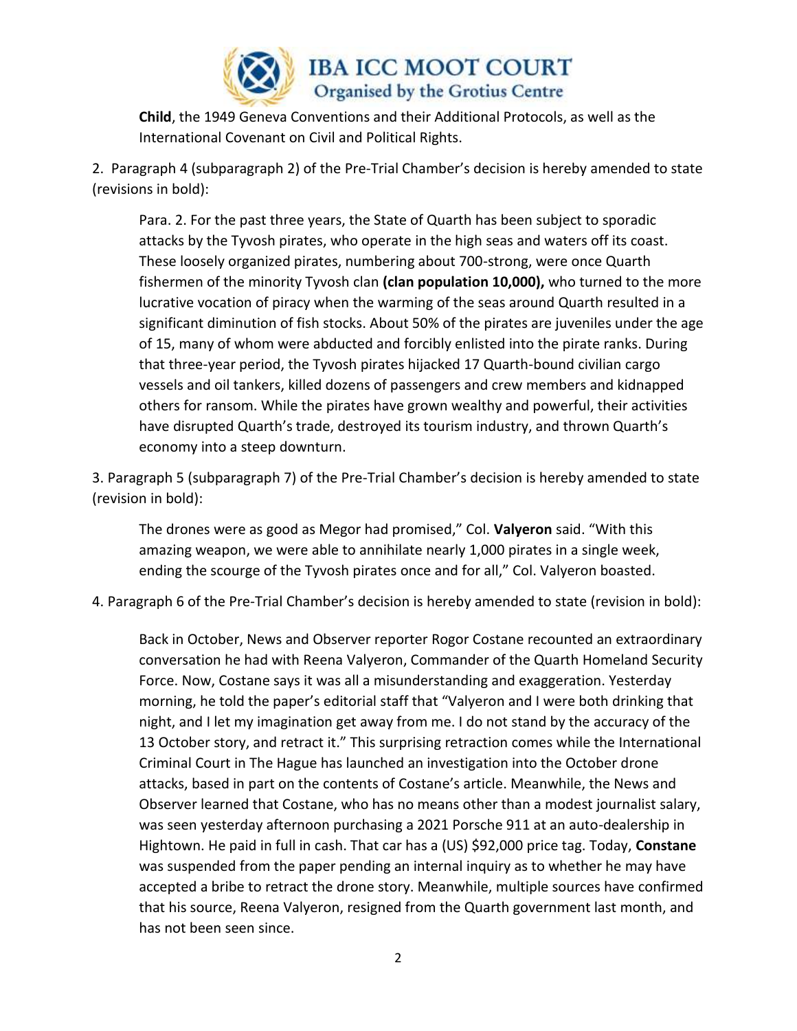**Child**, the 1949 Geneva Conventions and their Additional Protocols, as well as the International Covenant on Civil and Political Rights.

2. Paragraph 4 (subparagraph 2) of the Pre-Trial Chamber's decision is hereby amended to state (revisions in bold):

> Para. 2. For the past three years, the State of Quarth has been subject to sporadic attacks by the Tyvosh pirates, who operate in the high seas and waters off its coast. These loosely organized pirates, numbering about 700-strong, were once Quarth fishermen of the minority Tyvosh clan **(clan population 10,000),** who turned to the more lucrative vocation of piracy when the warming of the seas around Quarth resulted in a significant diminution of fish stocks. About 50% of the pirates are juveniles under the age of 15, many of whom were abducted and forcibly enlisted into the pirate ranks. During that three-year period, the Tyvosh pirates hijacked 17 Quarth-bound civilian cargo vessels and oil tankers, killed dozens of passengers and crew members and kidnapped others for ransom. While the pirates have grown wealthy and powerful, their activities have disrupted Quarth's trade, destroyed its tourism industry, and thrown Quarth's economy into a steep downturn.

3. Paragraph 5 (subparagraph 7) of the Pre-Trial Chamber's decision is hereby amended to state (revision in bold):

> The drones were as good as Megor had promised," Col. **Valyeron** said. "With this amazing weapon, we were able to annihilate nearly 1,000 pirates in a single week, ending the scourge of the Tyvosh pirates once and for all," Col. Valyeron boasted.

4. Paragraph 6 of the Pre-Trial Chamber's decision is hereby amended to state (revision in bold):

> Back in October, News and Observer reporter Rogor Costane recounted an extraordinary conversation he had with Reena Valyeron, Commander of the Quarth Homeland Security Force. Now, Costane says it was all a misunderstanding and exaggeration. Yesterday morning, he told the paper's editorial staff that "Valyeron and I were both drinking that night, and I let my imagination get away from me. I do not stand by the accuracy of the 13 October story, and retract it." This surprising retraction comes while the International Criminal Court in The Hague has launched an investigation into the October drone attacks, based in part on the contents of Costane's article. Meanwhile, the News and Observer learned that Costane, who has no means other than a modest journalist salary, was seen yesterday afternoon purchasing a 2021 Porsche 911 at an auto-dealership in Hightown. He paid in full in cash. That car has a (US) $92,000 price tag. Today, **Constane** was suspended from the paper pending an internal inquiry as to whether he may have accepted a bribe to retract the drone story. Meanwhile, multiple sources have confirmed that his source, Reena Valyeron, resigned from the Quarth government last month, and has not been seen since.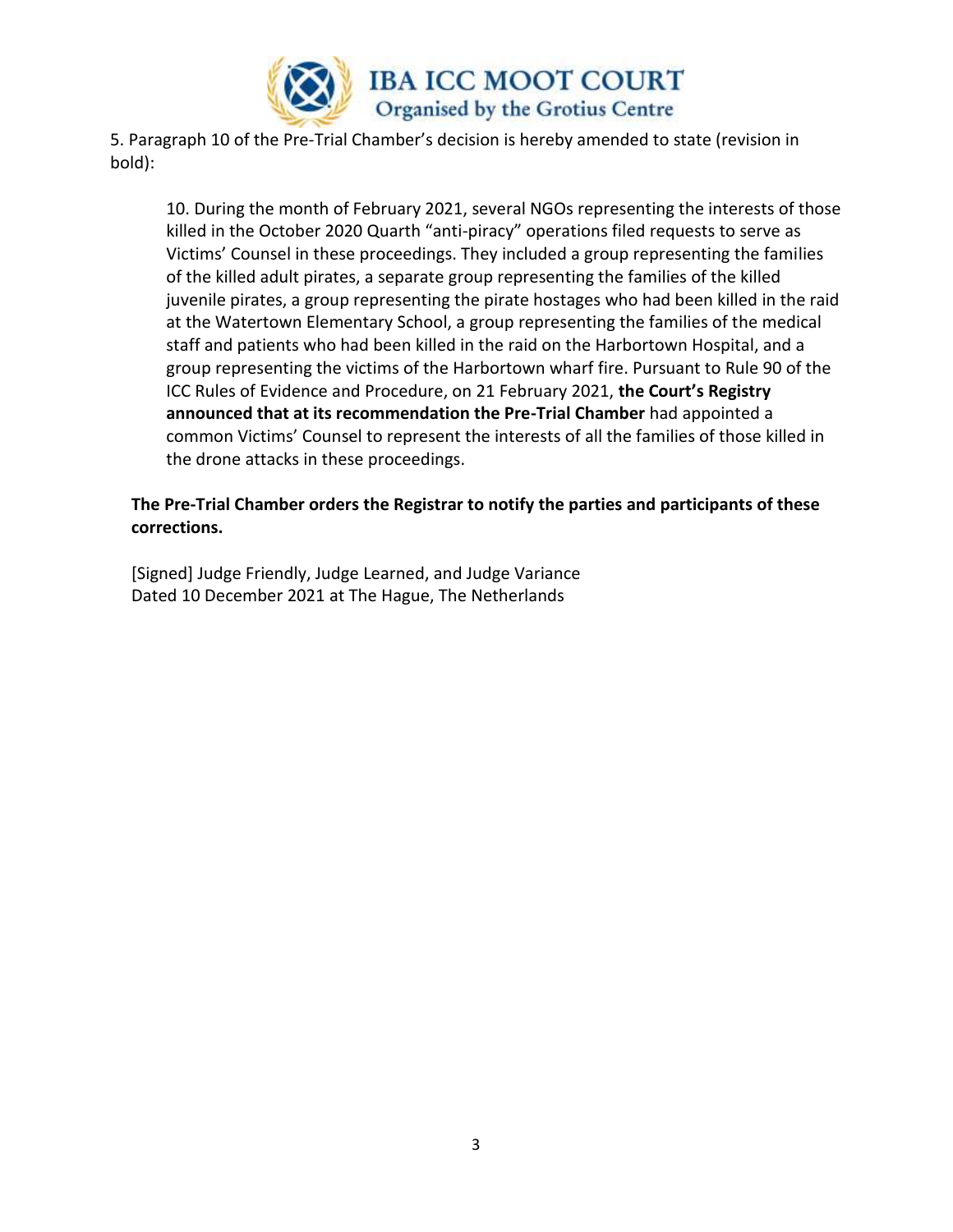5. Paragraph 10 of the Pre-Trial Chamber's decision is hereby amended to state (revision in bold):

> 10. During the month of February 2021, several NGOs representing the interests of those killed in the October 2020 Quarth "anti-piracy" operations filed requests to serve as Victims' Counsel in these proceedings. They included a group representing the families of the killed adult pirates, a separate group representing the families of the killed juvenile pirates, a group representing the pirate hostages who had been killed in the raid at the Watertown Elementary School, a group representing the families of the medical staff and patients who had been killed in the raid on the Harbortown Hospital, and a group representing the victims of the Harbortown wharf fire. Pursuant to Rule 90 of the ICC Rules of Evidence and Procedure, on 21 February 2021, **the Court's Registry announced that at its recommendation the Pre-Trial Chamber** had appointed a common Victims' Counsel to represent the interests of all the families of those killed in the drone attacks in these proceedings.

**The Pre-Trial Chamber orders the Registrar to notify the parties and participants of these corrections.**

[Signed] Judge Friendly, Judge Learned, and Judge Variance
Dated 10 December 2021 at The Hague, The Netherlands